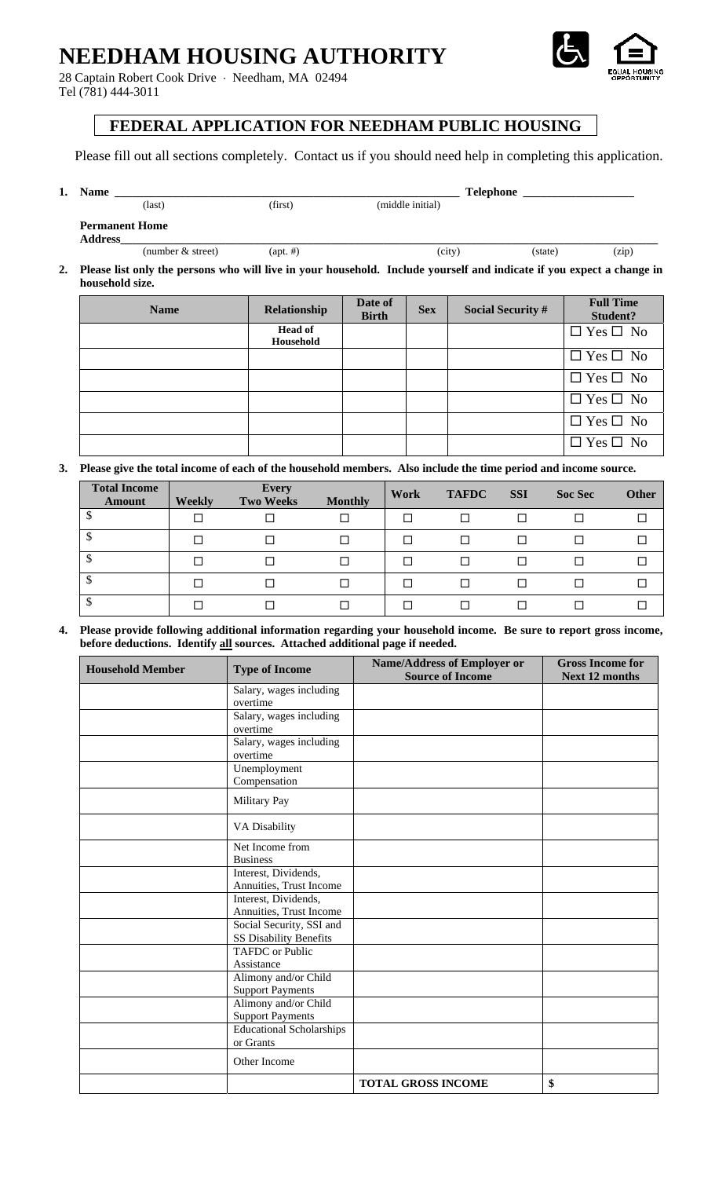# NEEDHAM HOUSING AUTHORITY

28 Captain Robert Cook Drive · Needham, MA 02494
Tel (781) 444-3011

## FEDERAL APPLICATION FOR NEEDHAM PUBLIC HOUSING

Please fill out all sections completely. Contact us if you should need help in completing this application.

**1. Name** ______________________________________________ **Telephone** ________________
(last) (first) (middle initial)

**Permanent Home Address**_____________________________________________________________
(number & street) (apt. #) (city) (state) (zip)

**2. Please list only the persons who will live in your household. Include yourself and indicate if you expect a change in household size.**

| Name | Relationship | Date of Birth | Sex | Social Security # | Full Time Student? |
|---|---|---|---|---|---|
| | **Head of Household** | | | | ☐ Yes ☐ No |
| | | | | | ☐ Yes ☐ No |
| | | | | | ☐ Yes ☐ No |
| | | | | | ☐ Yes ☐ No |
| | | | | | ☐ Yes ☐ No |
| | | | | | ☐ Yes ☐ No |

**3. Please give the total income of each of the household members. Also include the time period and income source.**

| Total Income Amount | Weekly | Every Two Weeks | Monthly | Work | TAFDC | SSI | Soc Sec | Other |
|---|---|---|---|---|---|---|---|---|
| $ | ☐ | ☐ | ☐ | ☐ | ☐ | ☐ | ☐ | ☐ |
| $ | ☐ | ☐ | ☐ | ☐ | ☐ | ☐ | ☐ | ☐ |
| $ | ☐ | ☐ | ☐ | ☐ | ☐ | ☐ | ☐ | ☐ |
| $ | ☐ | ☐ | ☐ | ☐ | ☐ | ☐ | ☐ | ☐ |
| $ | ☐ | ☐ | ☐ | ☐ | ☐ | ☐ | ☐ | ☐ |

**4. Please provide following additional information regarding your household income. Be sure to report gross income, before deductions. Identify all sources. Attached additional page if needed.**

| Household Member | Type of Income | Name/Address of Employer or Source of Income | Gross Income for Next 12 months |
|---|---|---|---|
| | Salary, wages including overtime | | |
| | Salary, wages including overtime | | |
| | Salary, wages including overtime | | |
| | Unemployment Compensation | | |
| | Military Pay | | |
| | VA Disability | | |
| | Net Income from Business | | |
| | Interest, Dividends, Annuities, Trust Income | | |
| | Interest, Dividends, Annuities, Trust Income | | |
| | Social Security, SSI and SS Disability Benefits | | |
| | TAFDC or Public Assistance | | |
| | Alimony and/or Child Support Payments | | |
| | Alimony and/or Child Support Payments | | |
| | Educational Scholarships or Grants | | |
| | Other Income | | |
| | | **TOTAL GROSS INCOME** | **$** |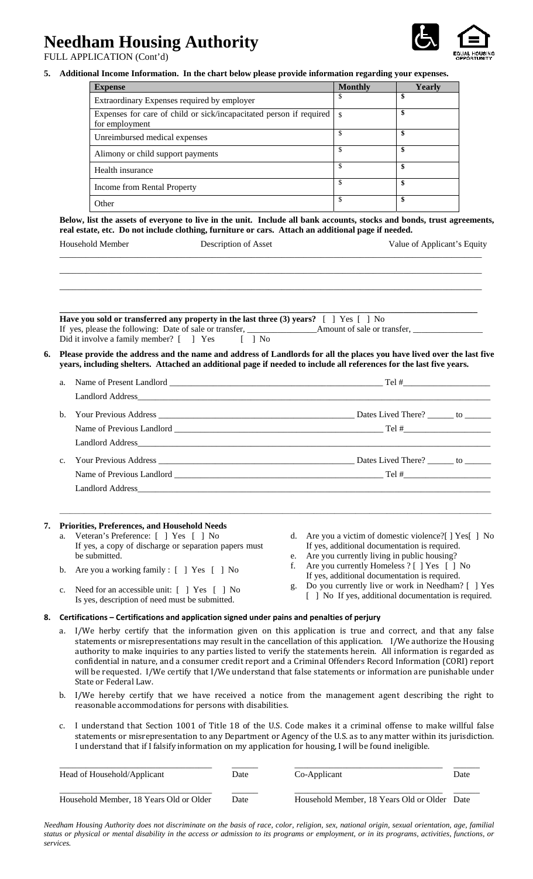# Needham Housing Authority

FULL APPLICATION (Cont'd)

**5. Additional Income Information. In the chart below please provide information regarding your expenses.**

| Expense | Monthly | Yearly |
|---|---|---|
| Extraordinary Expenses required by employer | $ | $ |
| Expenses for care of child or sick/incapacitated person if required for employment | $ | $ |
| Unreimbursed medical expenses | $ | $ |
| Alimony or child support payments | $ | $ |
| Health insurance | $ | $ |
| Income from Rental Property | $ | $ |
| Other | $ | $ |

**Below, list the assets of everyone to live in the unit. Include all bank accounts, stocks and bonds, trust agreements, real estate, etc. Do not include clothing, furniture or cars. Attach an additional page if needed.**

Household Member          Description of Asset          Value of Applicant's Equity

______________________________________________________________________________

______________________________________________________________________________

______________________________________________________________________________

**Have you sold or transferred any property in the last three (3) years?** [ ] Yes [ ] No
If yes, please the following: Date of sale or transfer, ________________ Amount of sale or transfer, ________________
Did it involve a family member? [ ] Yes [ ] No

**6. Please provide the address and the name and address of Landlords for all the places you have lived over the last five years, including shelters. Attached an additional page if needed to include all references for the last five years.**

a. Name of Present Landlord ________________________________________ Tel #________________
Landlord Address________________________________________________________________

b. Your Previous Address ________________________________________ Dates Lived There? ______ to ______
Name of Previous Landlord ________________________________________ Tel #________________
Landlord Address________________________________________________________________

c. Your Previous Address ________________________________________ Dates Lived There? ______ to ______
Name of Previous Landlord ________________________________________ Tel #________________
Landlord Address________________________________________________________________

**7. Priorities, Preferences, and Household Needs**

a. Veteran's Preference: [ ] Yes [ ] No
If yes, a copy of discharge or separation papers must be submitted.

b. Are you a working family : [ ] Yes [ ] No

c. Need for an accessible unit: [ ] Yes [ ] No
Is yes, description of need must be submitted.

d. Are you a victim of domestic violence?[ ] Yes[ ] No
If yes, additional documentation is required.

e. Are you currently living in public housing?

f. Are you currently Homeless ? [ ] Yes [ ] No
If yes, additional documentation is required.

g. Do you currently live or work in Needham? [ ] Yes [ ] No If yes, additional documentation is required.

**8. Certifications – Certifications and application signed under pains and penalties of perjury**

a. I/We herby certify that the information given on this application is true and correct, and that any false statements or misrepresentations may result in the cancellation of this application. I/We authorize the Housing authority to make inquiries to any parties listed to verify the statements herein. All information is regarded as confidential in nature, and a consumer credit report and a Criminal Offenders Record Information (CORI) report will be requested. I/We certify that I/We understand that false statements or information are punishable under State or Federal Law.

b. I/We hereby certify that we have received a notice from the management agent describing the right to reasonable accommodations for persons with disabilities.

c. I understand that Section 1001 of Title 18 of the U.S. Code makes it a criminal offense to make willful false statements or misrepresentation to any Department or Agency of the U.S. as to any matter within its jurisdiction. I understand that if I falsify information on my application for housing, I will be found ineligible.

| | | | |
|---|---|---|---|
| Head of Household/Applicant | Date | Co-Applicant | Date |
| Household Member, 18 Years Old or Older | Date | Household Member, 18 Years Old or Older | Date |

*Needham Housing Authority does not discriminate on the basis of race, color, religion, sex, national origin, sexual orientation, age, familial status or physical or mental disability in the access or admission to its programs or employment, or in its programs, activities, functions, or services.*